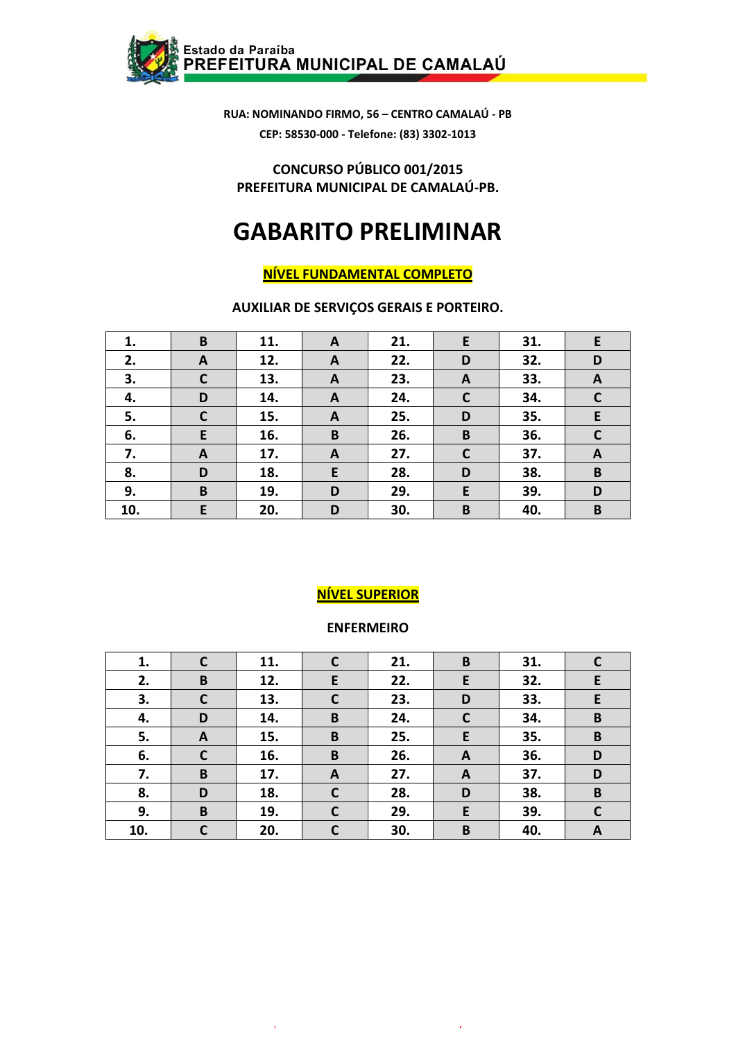Estado da Paraíba
**PREFEITURA MUNICIPAL DE CAMALAÚ**

**RUA: NOMINANDO FIRMO, 56 – CENTRO CAMALAÚ - PB**
**CEP: 58530-000 - Telefone: (83) 3302-1013**

**CONCURSO PÚBLICO 001/2015**
**PREFEITURA MUNICIPAL DE CAMALAÚ-PB.**

# GABARITO PRELIMINAR

## NÍVEL FUNDAMENTAL COMPLETO

**AUXILIAR DE SERVIÇOS GERAIS E PORTEIRO.**

| | | | | | | | |
|---|---|---|---|---|---|---|---|
| 1. | B | 11. | A | 21. | E | 31. | E |
| 2. | A | 12. | A | 22. | D | 32. | D |
| 3. | C | 13. | A | 23. | A | 33. | A |
| 4. | D | 14. | A | 24. | C | 34. | C |
| 5. | C | 15. | A | 25. | D | 35. | E |
| 6. | E | 16. | B | 26. | B | 36. | C |
| 7. | A | 17. | A | 27. | C | 37. | A |
| 8. | D | 18. | E | 28. | D | 38. | B |
| 9. | B | 19. | D | 29. | E | 39. | D |
| 10. | E | 20. | D | 30. | B | 40. | B |

## NÍVEL SUPERIOR

**ENFERMEIRO**

| | | | | | | | |
|---|---|---|---|---|---|---|---|
| 1. | C | 11. | C | 21. | B | 31. | C |
| 2. | B | 12. | E | 22. | E | 32. | E |
| 3. | C | 13. | C | 23. | D | 33. | E |
| 4. | D | 14. | B | 24. | C | 34. | B |
| 5. | A | 15. | B | 25. | E | 35. | B |
| 6. | C | 16. | B | 26. | A | 36. | D |
| 7. | B | 17. | A | 27. | A | 37. | D |
| 8. | D | 18. | C | 28. | D | 38. | B |
| 9. | B | 19. | C | 29. | E | 39. | C |
| 10. | C | 20. | C | 30. | B | 40. | A |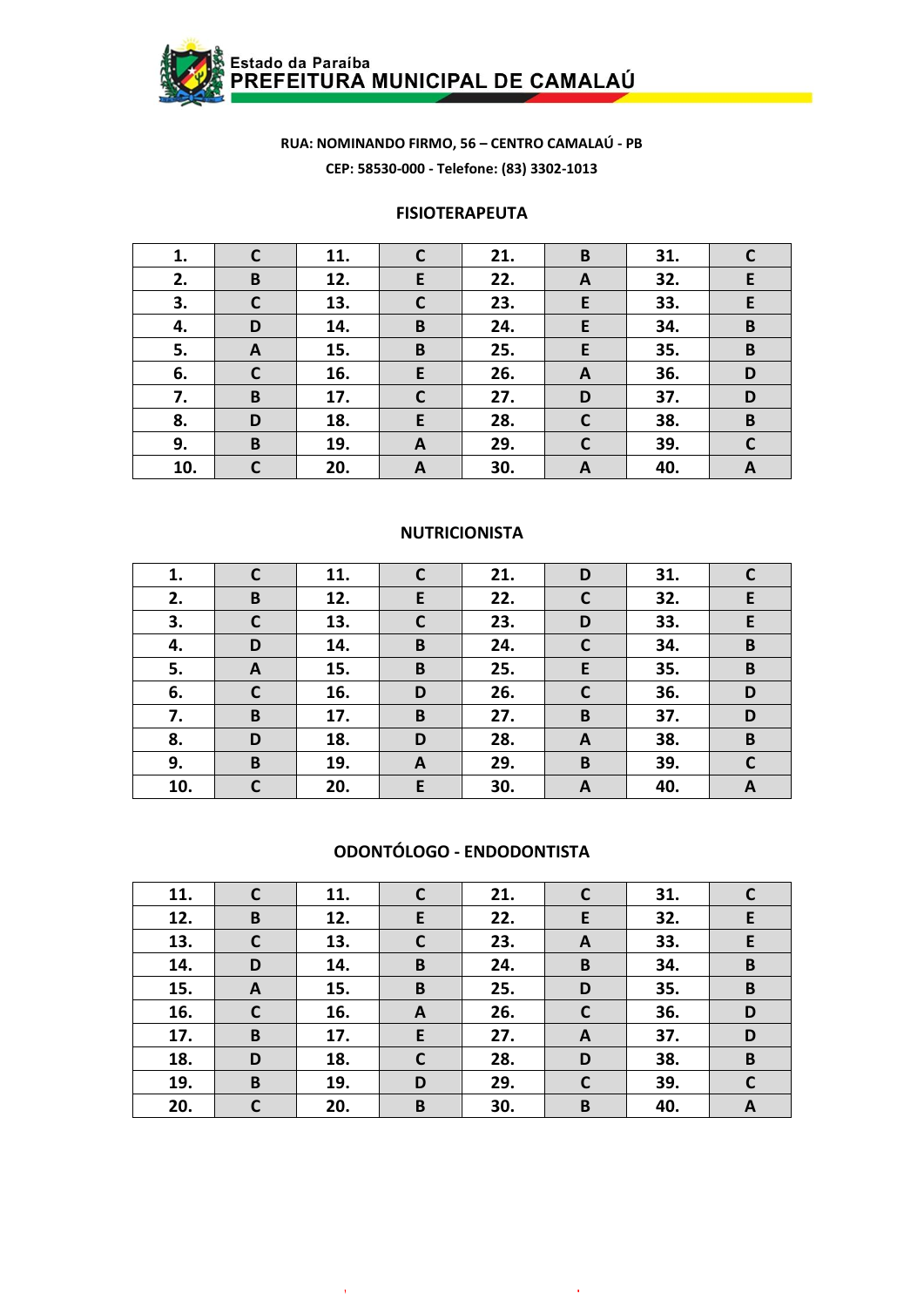Estado da Paraíba
PREFEITURA MUNICIPAL DE CAMALAÚ

**RUA: NOMINANDO FIRMO, 56 – CENTRO CAMALAÚ - PB**

**CEP: 58530-000 - Telefone: (83) 3302-1013**

## FISIOTERAPEUTA

| | | | | | | | |
|---|---|---|---|---|---|---|---|
| 1. | C | 11. | C | 21. | B | 31. | C |
| 2. | B | 12. | E | 22. | A | 32. | E |
| 3. | C | 13. | C | 23. | E | 33. | E |
| 4. | D | 14. | B | 24. | E | 34. | B |
| 5. | A | 15. | B | 25. | E | 35. | B |
| 6. | C | 16. | E | 26. | A | 36. | D |
| 7. | B | 17. | C | 27. | D | 37. | D |
| 8. | D | 18. | E | 28. | C | 38. | B |
| 9. | B | 19. | A | 29. | C | 39. | C |
| 10. | C | 20. | A | 30. | A | 40. | A |

## NUTRICIONISTA

| | | | | | | | |
|---|---|---|---|---|---|---|---|
| 1. | C | 11. | C | 21. | D | 31. | C |
| 2. | B | 12. | E | 22. | C | 32. | E |
| 3. | C | 13. | C | 23. | D | 33. | E |
| 4. | D | 14. | B | 24. | C | 34. | B |
| 5. | A | 15. | B | 25. | E | 35. | B |
| 6. | C | 16. | D | 26. | C | 36. | D |
| 7. | B | 17. | B | 27. | B | 37. | D |
| 8. | D | 18. | D | 28. | A | 38. | B |
| 9. | B | 19. | A | 29. | B | 39. | C |
| 10. | C | 20. | E | 30. | A | 40. | A |

## ODONTÓLOGO - ENDODONTISTA

| | | | | | | | |
|---|---|---|---|---|---|---|---|
| 11. | C | 11. | C | 21. | C | 31. | C |
| 12. | B | 12. | E | 22. | E | 32. | E |
| 13. | C | 13. | C | 23. | A | 33. | E |
| 14. | D | 14. | B | 24. | B | 34. | B |
| 15. | A | 15. | B | 25. | D | 35. | B |
| 16. | C | 16. | A | 26. | C | 36. | D |
| 17. | B | 17. | E | 27. | A | 37. | D |
| 18. | D | 18. | C | 28. | D | 38. | B |
| 19. | B | 19. | D | 29. | C | 39. | C |
| 20. | C | 20. | B | 30. | B | 40. | A |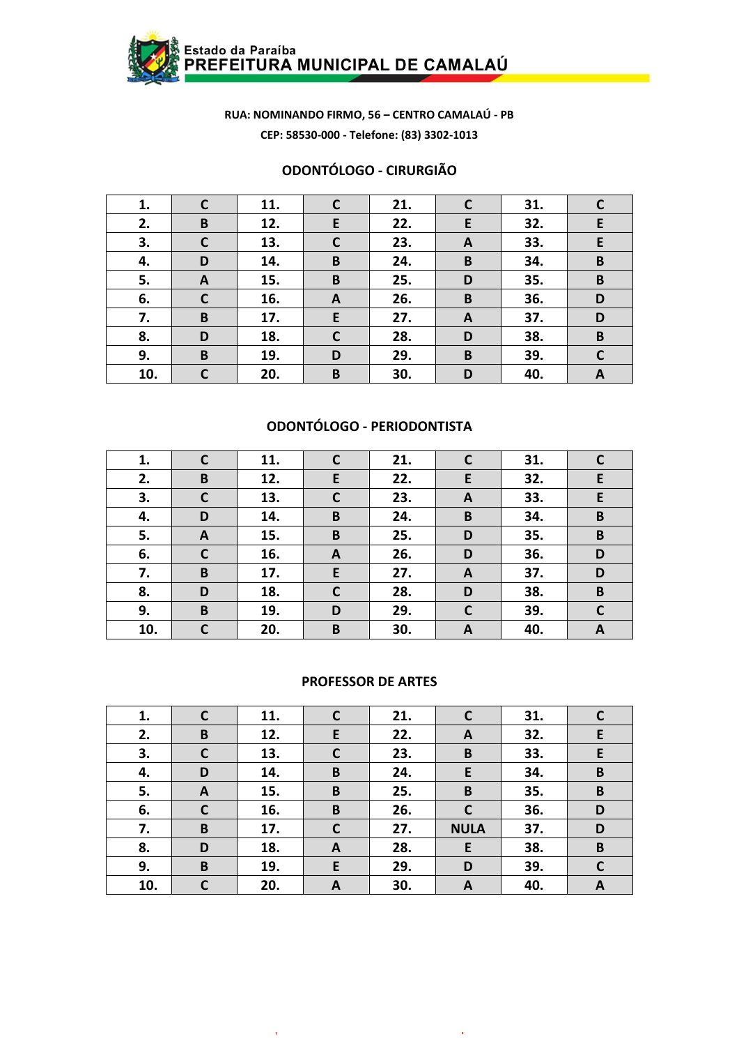Estado da Paraíba
**PREFEITURA MUNICIPAL DE CAMALAÚ**

**RUA: NOMINANDO FIRMO, 56 – CENTRO CAMALAÚ - PB**

**CEP: 58530-000 - Telefone: (83) 3302-1013**

## ODONTÓLOGO - CIRURGIÃO

| | | | | | | | |
|---|---|---|---|---|---|---|---|
| 1. | C | 11. | C | 21. | C | 31. | C |
| 2. | B | 12. | E | 22. | E | 32. | E |
| 3. | C | 13. | C | 23. | A | 33. | E |
| 4. | D | 14. | B | 24. | B | 34. | B |
| 5. | A | 15. | B | 25. | D | 35. | B |
| 6. | C | 16. | A | 26. | B | 36. | D |
| 7. | B | 17. | E | 27. | A | 37. | D |
| 8. | D | 18. | C | 28. | D | 38. | B |
| 9. | B | 19. | D | 29. | B | 39. | C |
| 10. | C | 20. | B | 30. | D | 40. | A |

## ODONTÓLOGO - PERIODONTISTA

| | | | | | | | |
|---|---|---|---|---|---|---|---|
| 1. | C | 11. | C | 21. | C | 31. | C |
| 2. | B | 12. | E | 22. | E | 32. | E |
| 3. | C | 13. | C | 23. | A | 33. | E |
| 4. | D | 14. | B | 24. | B | 34. | B |
| 5. | A | 15. | B | 25. | D | 35. | B |
| 6. | C | 16. | A | 26. | D | 36. | D |
| 7. | B | 17. | E | 27. | A | 37. | D |
| 8. | D | 18. | C | 28. | D | 38. | B |
| 9. | B | 19. | D | 29. | C | 39. | C |
| 10. | C | 20. | B | 30. | A | 40. | A |

## PROFESSOR DE ARTES

| | | | | | | | |
|---|---|---|---|---|---|---|---|
| 1. | C | 11. | C | 21. | C | 31. | C |
| 2. | B | 12. | E | 22. | A | 32. | E |
| 3. | C | 13. | C | 23. | B | 33. | E |
| 4. | D | 14. | B | 24. | E | 34. | B |
| 5. | A | 15. | B | 25. | B | 35. | B |
| 6. | C | 16. | B | 26. | C | 36. | D |
| 7. | B | 17. | C | 27. | NULA | 37. | D |
| 8. | D | 18. | A | 28. | E | 38. | B |
| 9. | B | 19. | E | 29. | D | 39. | C |
| 10. | C | 20. | A | 30. | A | 40. | A |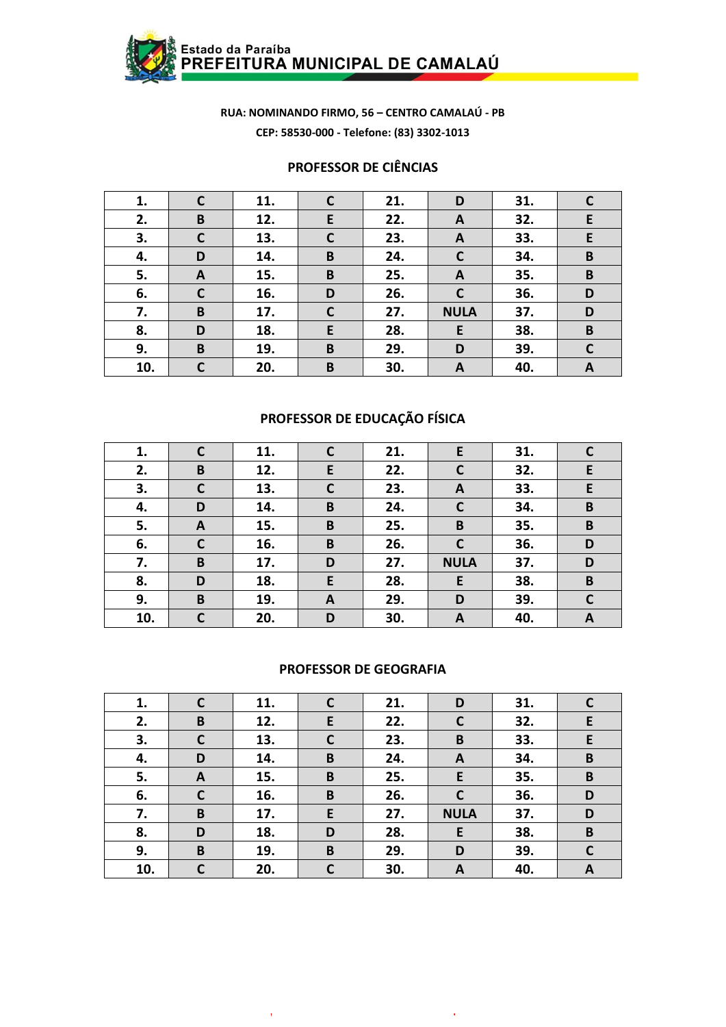Estado da Paraíba
**PREFEITURA MUNICIPAL DE CAMALAÚ**

**RUA: NOMINANDO FIRMO, 56 – CENTRO CAMALAÚ - PB**

**CEP: 58530-000 - Telefone: (83) 3302-1013**

## PROFESSOR DE CIÊNCIAS

| | | | | | | | |
|---|---|---|---|---|---|---|---|
| 1. | C | 11. | C | 21. | D | 31. | C |
| 2. | B | 12. | E | 22. | A | 32. | E |
| 3. | C | 13. | C | 23. | A | 33. | E |
| 4. | D | 14. | B | 24. | C | 34. | B |
| 5. | A | 15. | B | 25. | A | 35. | B |
| 6. | C | 16. | D | 26. | C | 36. | D |
| 7. | B | 17. | C | 27. | NULA | 37. | D |
| 8. | D | 18. | E | 28. | E | 38. | B |
| 9. | B | 19. | B | 29. | D | 39. | C |
| 10. | C | 20. | B | 30. | A | 40. | A |

## PROFESSOR DE EDUCAÇÃO FÍSICA

| | | | | | | | |
|---|---|---|---|---|---|---|---|
| 1. | C | 11. | C | 21. | E | 31. | C |
| 2. | B | 12. | E | 22. | C | 32. | E |
| 3. | C | 13. | C | 23. | A | 33. | E |
| 4. | D | 14. | B | 24. | C | 34. | B |
| 5. | A | 15. | B | 25. | B | 35. | B |
| 6. | C | 16. | B | 26. | C | 36. | D |
| 7. | B | 17. | D | 27. | NULA | 37. | D |
| 8. | D | 18. | E | 28. | E | 38. | B |
| 9. | B | 19. | A | 29. | D | 39. | C |
| 10. | C | 20. | D | 30. | A | 40. | A |

## PROFESSOR DE GEOGRAFIA

| | | | | | | | |
|---|---|---|---|---|---|---|---|
| 1. | C | 11. | C | 21. | D | 31. | C |
| 2. | B | 12. | E | 22. | C | 32. | E |
| 3. | C | 13. | C | 23. | B | 33. | E |
| 4. | D | 14. | B | 24. | A | 34. | B |
| 5. | A | 15. | B | 25. | E | 35. | B |
| 6. | C | 16. | B | 26. | C | 36. | D |
| 7. | B | 17. | E | 27. | NULA | 37. | D |
| 8. | D | 18. | D | 28. | E | 38. | B |
| 9. | B | 19. | B | 29. | D | 39. | C |
| 10. | C | 20. | C | 30. | A | 40. | A |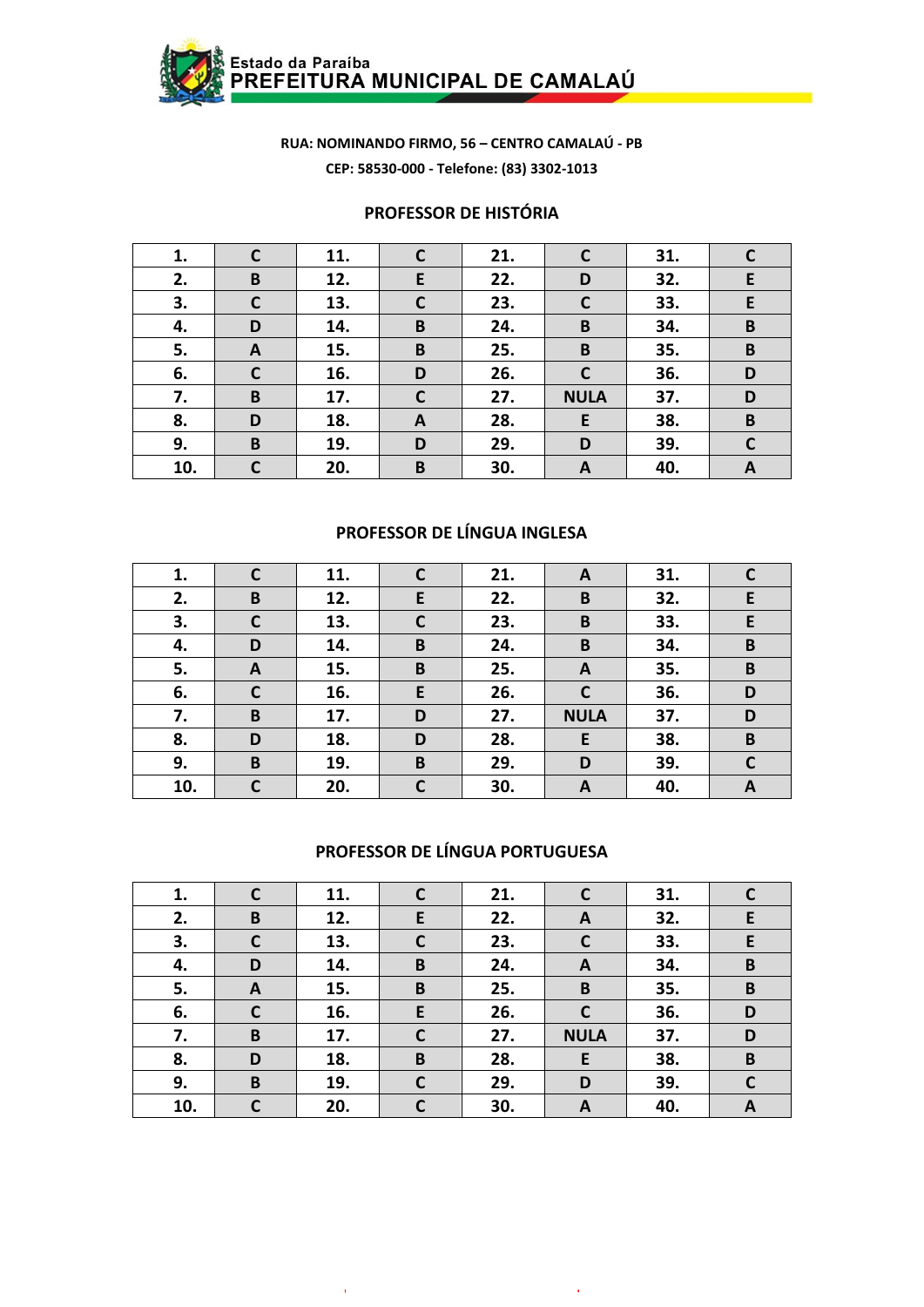Estado da Paraíba
**PREFEITURA MUNICIPAL DE CAMALAÚ**

**RUA: NOMINANDO FIRMO, 56 – CENTRO CAMALAÚ - PB**

**CEP: 58530-000 - Telefone: (83) 3302-1013**

## PROFESSOR DE HISTÓRIA

| | | | | | | | |
|---|---|---|---|---|---|---|---|
| 1. | C | 11. | C | 21. | C | 31. | C |
| 2. | B | 12. | E | 22. | D | 32. | E |
| 3. | C | 13. | C | 23. | C | 33. | E |
| 4. | D | 14. | B | 24. | B | 34. | B |
| 5. | A | 15. | B | 25. | B | 35. | B |
| 6. | C | 16. | D | 26. | C | 36. | D |
| 7. | B | 17. | C | 27. | NULA | 37. | D |
| 8. | D | 18. | A | 28. | E | 38. | B |
| 9. | B | 19. | D | 29. | D | 39. | C |
| 10. | C | 20. | B | 30. | A | 40. | A |

## PROFESSOR DE LÍNGUA INGLESA

| | | | | | | | |
|---|---|---|---|---|---|---|---|
| 1. | C | 11. | C | 21. | A | 31. | C |
| 2. | B | 12. | E | 22. | B | 32. | E |
| 3. | C | 13. | C | 23. | B | 33. | E |
| 4. | D | 14. | B | 24. | B | 34. | B |
| 5. | A | 15. | B | 25. | A | 35. | B |
| 6. | C | 16. | E | 26. | C | 36. | D |
| 7. | B | 17. | D | 27. | NULA | 37. | D |
| 8. | D | 18. | D | 28. | E | 38. | B |
| 9. | B | 19. | B | 29. | D | 39. | C |
| 10. | C | 20. | C | 30. | A | 40. | A |

## PROFESSOR DE LÍNGUA PORTUGUESA

| | | | | | | | |
|---|---|---|---|---|---|---|---|
| 1. | C | 11. | C | 21. | C | 31. | C |
| 2. | B | 12. | E | 22. | A | 32. | E |
| 3. | C | 13. | C | 23. | C | 33. | E |
| 4. | D | 14. | B | 24. | A | 34. | B |
| 5. | A | 15. | B | 25. | B | 35. | B |
| 6. | C | 16. | E | 26. | C | 36. | D |
| 7. | B | 17. | C | 27. | NULA | 37. | D |
| 8. | D | 18. | B | 28. | E | 38. | B |
| 9. | B | 19. | C | 29. | D | 39. | C |
| 10. | C | 20. | C | 30. | A | 40. | A |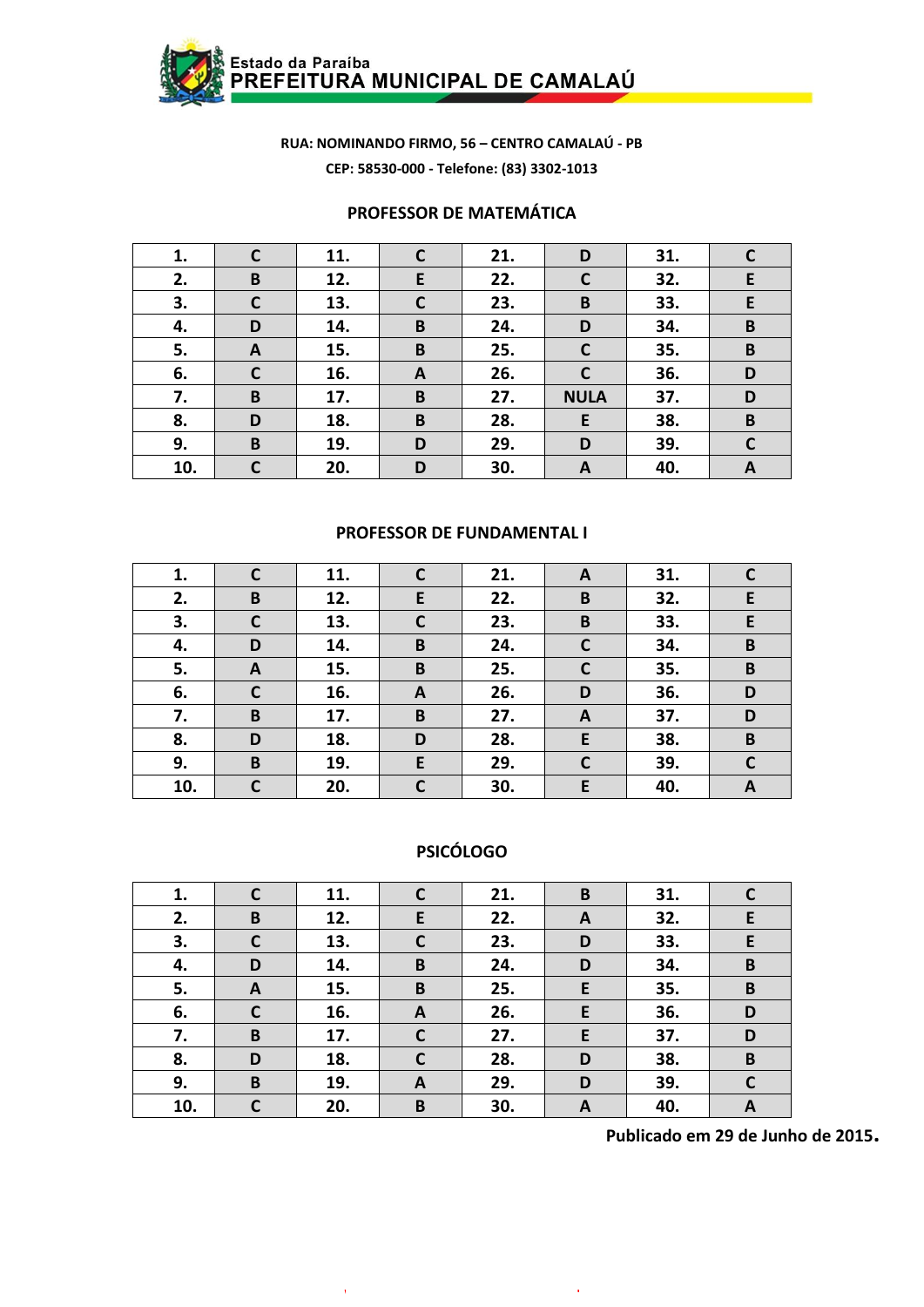Estado da Paraíba
PREFEITURA MUNICIPAL DE CAMALAÚ

RUA: NOMINANDO FIRMO, 56 – CENTRO CAMALAÚ - PB

CEP: 58530-000 - Telefone: (83) 3302-1013

## PROFESSOR DE MATEMÁTICA

| | | | | | | | |
|---|---|---|---|---|---|---|---|
| 1. | C | 11. | C | 21. | D | 31. | C |
| 2. | B | 12. | E | 22. | C | 32. | E |
| 3. | C | 13. | C | 23. | B | 33. | E |
| 4. | D | 14. | B | 24. | D | 34. | B |
| 5. | A | 15. | B | 25. | C | 35. | B |
| 6. | C | 16. | A | 26. | C | 36. | D |
| 7. | B | 17. | B | 27. | NULA | 37. | D |
| 8. | D | 18. | B | 28. | E | 38. | B |
| 9. | B | 19. | D | 29. | D | 39. | C |
| 10. | C | 20. | D | 30. | A | 40. | A |

## PROFESSOR DE FUNDAMENTAL I

| | | | | | | | |
|---|---|---|---|---|---|---|---|
| 1. | C | 11. | C | 21. | A | 31. | C |
| 2. | B | 12. | E | 22. | B | 32. | E |
| 3. | C | 13. | C | 23. | B | 33. | E |
| 4. | D | 14. | B | 24. | C | 34. | B |
| 5. | A | 15. | B | 25. | C | 35. | B |
| 6. | C | 16. | A | 26. | D | 36. | D |
| 7. | B | 17. | B | 27. | A | 37. | D |
| 8. | D | 18. | D | 28. | E | 38. | B |
| 9. | B | 19. | E | 29. | C | 39. | C |
| 10. | C | 20. | C | 30. | E | 40. | A |

## PSICÓLOGO

| | | | | | | | |
|---|---|---|---|---|---|---|---|
| 1. | C | 11. | C | 21. | B | 31. | C |
| 2. | B | 12. | E | 22. | A | 32. | E |
| 3. | C | 13. | C | 23. | D | 33. | E |
| 4. | D | 14. | B | 24. | D | 34. | B |
| 5. | A | 15. | B | 25. | E | 35. | B |
| 6. | C | 16. | A | 26. | E | 36. | D |
| 7. | B | 17. | C | 27. | E | 37. | D |
| 8. | D | 18. | C | 28. | D | 38. | B |
| 9. | B | 19. | A | 29. | D | 39. | C |
| 10. | C | 20. | B | 30. | A | 40. | A |

**Publicado em 29 de Junho de 2015.**